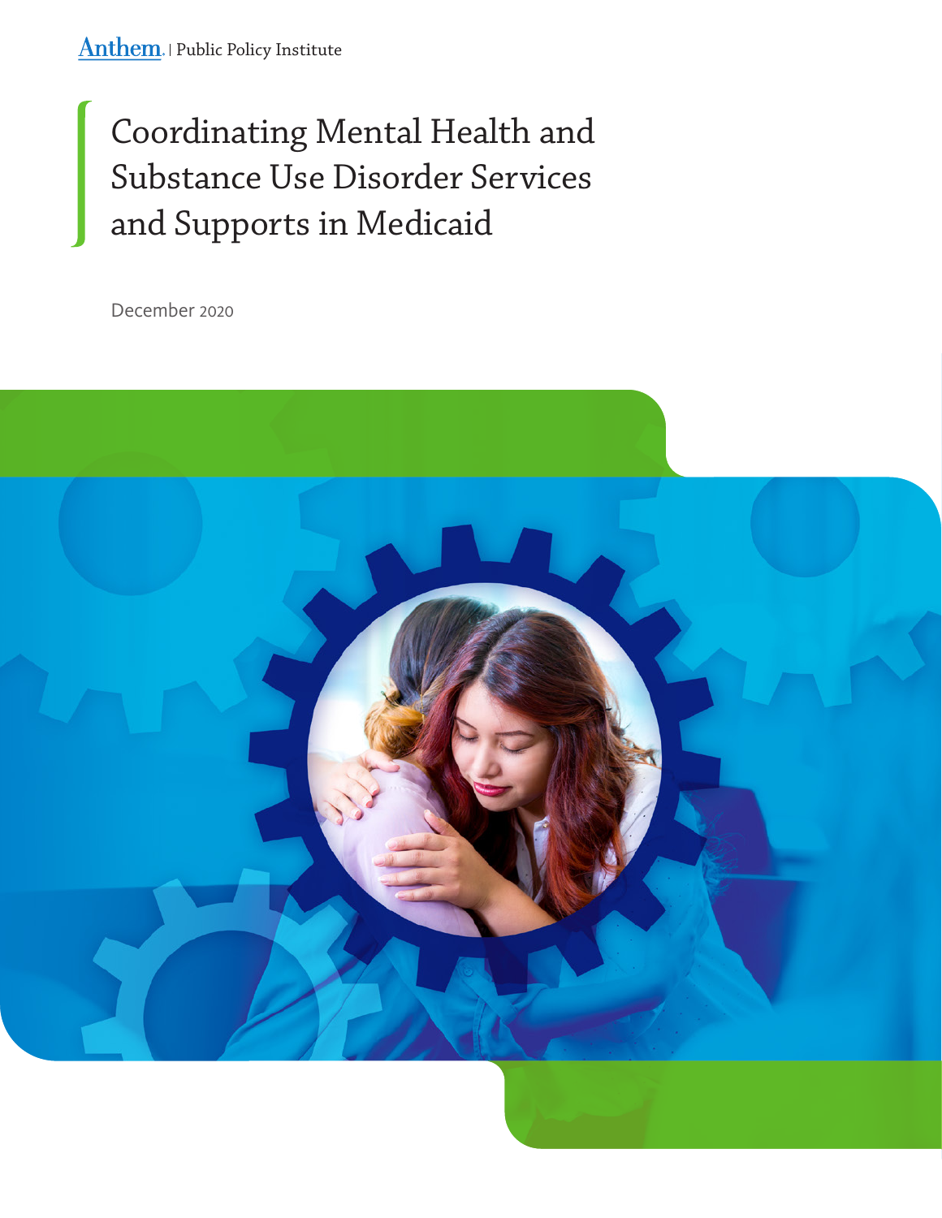Anthem | Public Policy Institute

# Coordinating Mental Health and Substance Use Disorder Services and Supports in Medicaid

December 2020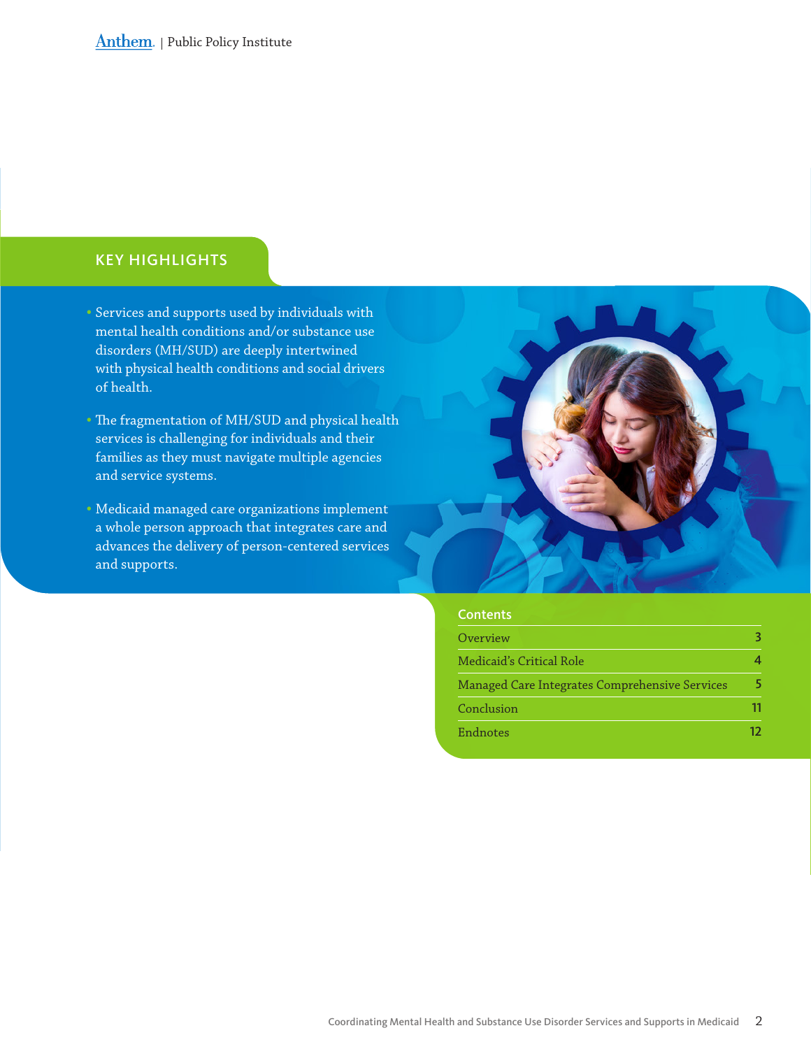## KEY HIGHLIGHTS

- Services and supports used by individuals with mental health conditions and/or substance use disorders (MH/SUD) are deeply intertwined with physical health conditions and social drivers of health.
- The fragmentation of MH/SUD and physical health services is challenging for individuals and their families as they must navigate multiple agencies and service systems.
- Medicaid managed care organizations implement a whole person approach that integrates care and advances the delivery of person-centered services and supports.

### Contents

| | |
|---|---|
| Overview | 3 |
| Medicaid's Critical Role | 4 |
| Managed Care Integrates Comprehensive Services | 5 |
| Conclusion | 11 |
| Endnotes | 12 |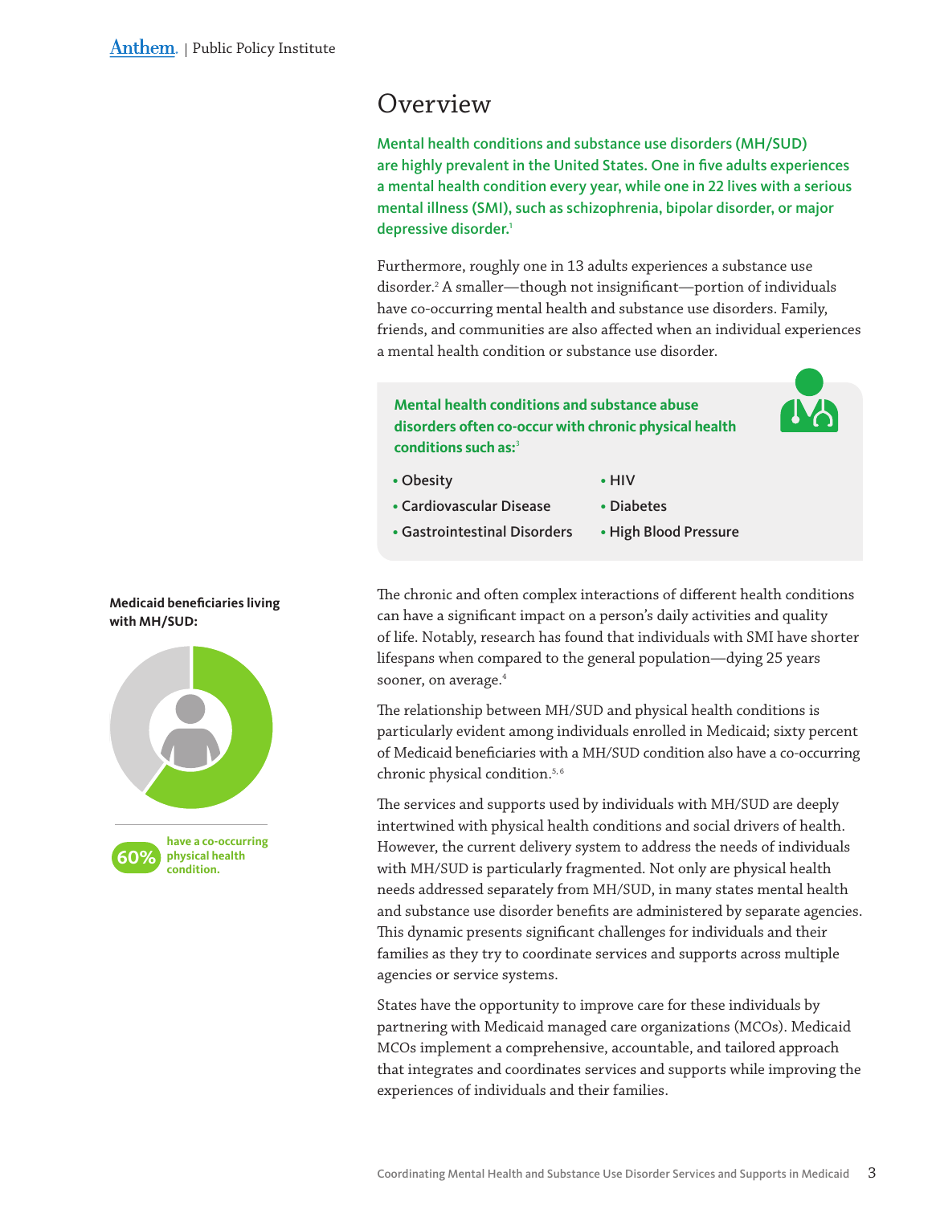# Overview

**Mental health conditions and substance use disorders (MH/SUD) are highly prevalent in the United States. One in five adults experiences a mental health condition every year, while one in 22 lives with a serious mental illness (SMI), such as schizophrenia, bipolar disorder, or major depressive disorder.**[1]

Furthermore, roughly one in 13 adults experiences a substance use disorder.[2] A smaller—though not insignificant—portion of individuals have co-occurring mental health and substance use disorders. Family, friends, and communities are also affected when an individual experiences a mental health condition or substance use disorder.

**Mental health conditions and substance abuse disorders often co-occur with chronic physical health conditions such as:**[3]

- Obesity
- Cardiovascular Disease
- Gastrointestinal Disorders
- HIV
- Diabetes
- High Blood Pressure

The chronic and often complex interactions of different health conditions can have a significant impact on a person's daily activities and quality of life. Notably, research has found that individuals with SMI have shorter lifespans when compared to the general population—dying 25 years sooner, on average.[4]

**Medicaid beneficiaries living with MH/SUD:**

**60%** have a co-occurring physical health condition.

The relationship between MH/SUD and physical health conditions is particularly evident among individuals enrolled in Medicaid; sixty percent of Medicaid beneficiaries with a MH/SUD condition also have a co-occurring chronic physical condition.[5,6]

The services and supports used by individuals with MH/SUD are deeply intertwined with physical health conditions and social drivers of health. However, the current delivery system to address the needs of individuals with MH/SUD is particularly fragmented. Not only are physical health needs addressed separately from MH/SUD, in many states mental health and substance use disorder benefits are administered by separate agencies. This dynamic presents significant challenges for individuals and their families as they try to coordinate services and supports across multiple agencies or service systems.

States have the opportunity to improve care for these individuals by partnering with Medicaid managed care organizations (MCOs). Medicaid MCOs implement a comprehensive, accountable, and tailored approach that integrates and coordinates services and supports while improving the experiences of individuals and their families.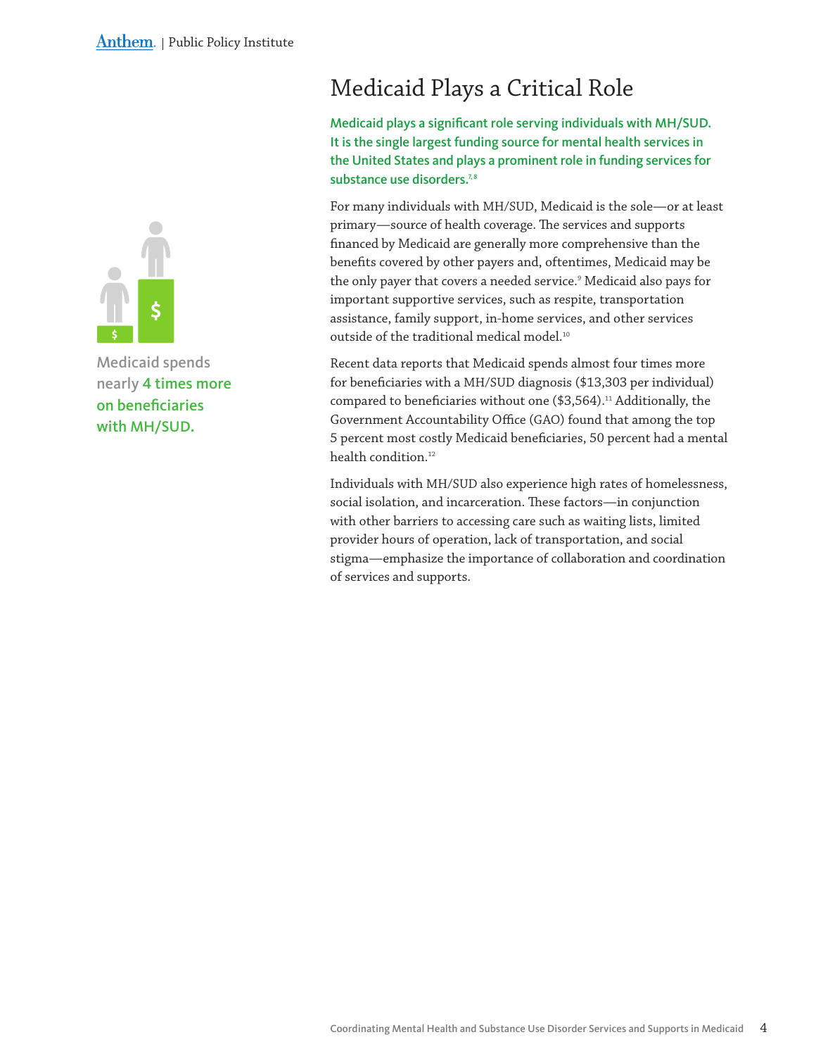# Medicaid Plays a Critical Role

**Medicaid plays a significant role serving individuals with MH/SUD. It is the single largest funding source for mental health services in the United States and plays a prominent role in funding services for substance use disorders.[7,8]**

For many individuals with MH/SUD, Medicaid is the sole—or at least primary—source of health coverage. The services and supports financed by Medicaid are generally more comprehensive than the benefits covered by other payers and, oftentimes, Medicaid may be the only payer that covers a needed service.[9] Medicaid also pays for important supportive services, such as respite, transportation assistance, family support, in-home services, and other services outside of the traditional medical model.[10]

Recent data reports that Medicaid spends almost four times more for beneficiaries with a MH/SUD diagnosis ($13,303 per individual) compared to beneficiaries without one ($3,564).[11] Additionally, the Government Accountability Office (GAO) found that among the top 5 percent most costly Medicaid beneficiaries, 50 percent had a mental health condition.[12]

Medicaid spends nearly **4 times more on beneficiaries with MH/SUD.**

Individuals with MH/SUD also experience high rates of homelessness, social isolation, and incarceration. These factors—in conjunction with other barriers to accessing care such as waiting lists, limited provider hours of operation, lack of transportation, and social stigma—emphasize the importance of collaboration and coordination of services and supports.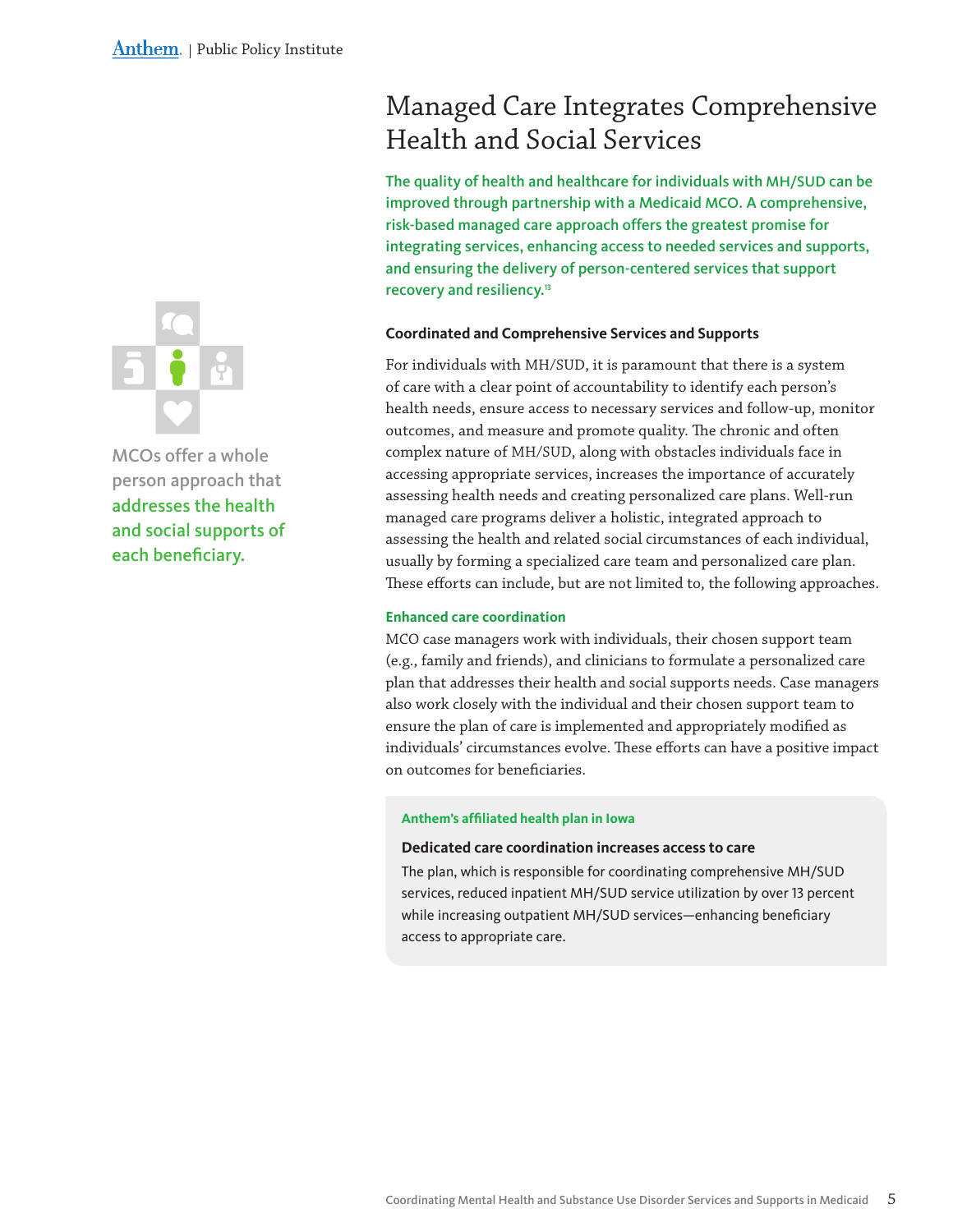# Managed Care Integrates Comprehensive Health and Social Services

**The quality of health and healthcare for individuals with MH/SUD can be improved through partnership with a Medicaid MCO. A comprehensive, risk-based managed care approach offers the greatest promise for integrating services, enhancing access to needed services and supports, and ensuring the delivery of person-centered services that support recovery and resiliency.**[13]

MCOs offer a whole person approach that **addresses the health and social supports of each beneficiary.**

### Coordinated and Comprehensive Services and Supports

For individuals with MH/SUD, it is paramount that there is a system of care with a clear point of accountability to identify each person's health needs, ensure access to necessary services and follow-up, monitor outcomes, and measure and promote quality. The chronic and often complex nature of MH/SUD, along with obstacles individuals face in accessing appropriate services, increases the importance of accurately assessing health needs and creating personalized care plans. Well-run managed care programs deliver a holistic, integrated approach to assessing the health and related social circumstances of each individual, usually by forming a specialized care team and personalized care plan. These efforts can include, but are not limited to, the following approaches.

**Enhanced care coordination**

MCO case managers work with individuals, their chosen support team (e.g., family and friends), and clinicians to formulate a personalized care plan that addresses their health and social supports needs. Case managers also work closely with the individual and their chosen support team to ensure the plan of care is implemented and appropriately modified as individuals' circumstances evolve. These efforts can have a positive impact on outcomes for beneficiaries.

**Anthem's affiliated health plan in Iowa**

**Dedicated care coordination increases access to care**

The plan, which is responsible for coordinating comprehensive MH/SUD services, reduced inpatient MH/SUD service utilization by over 13 percent while increasing outpatient MH/SUD services—enhancing beneficiary access to appropriate care.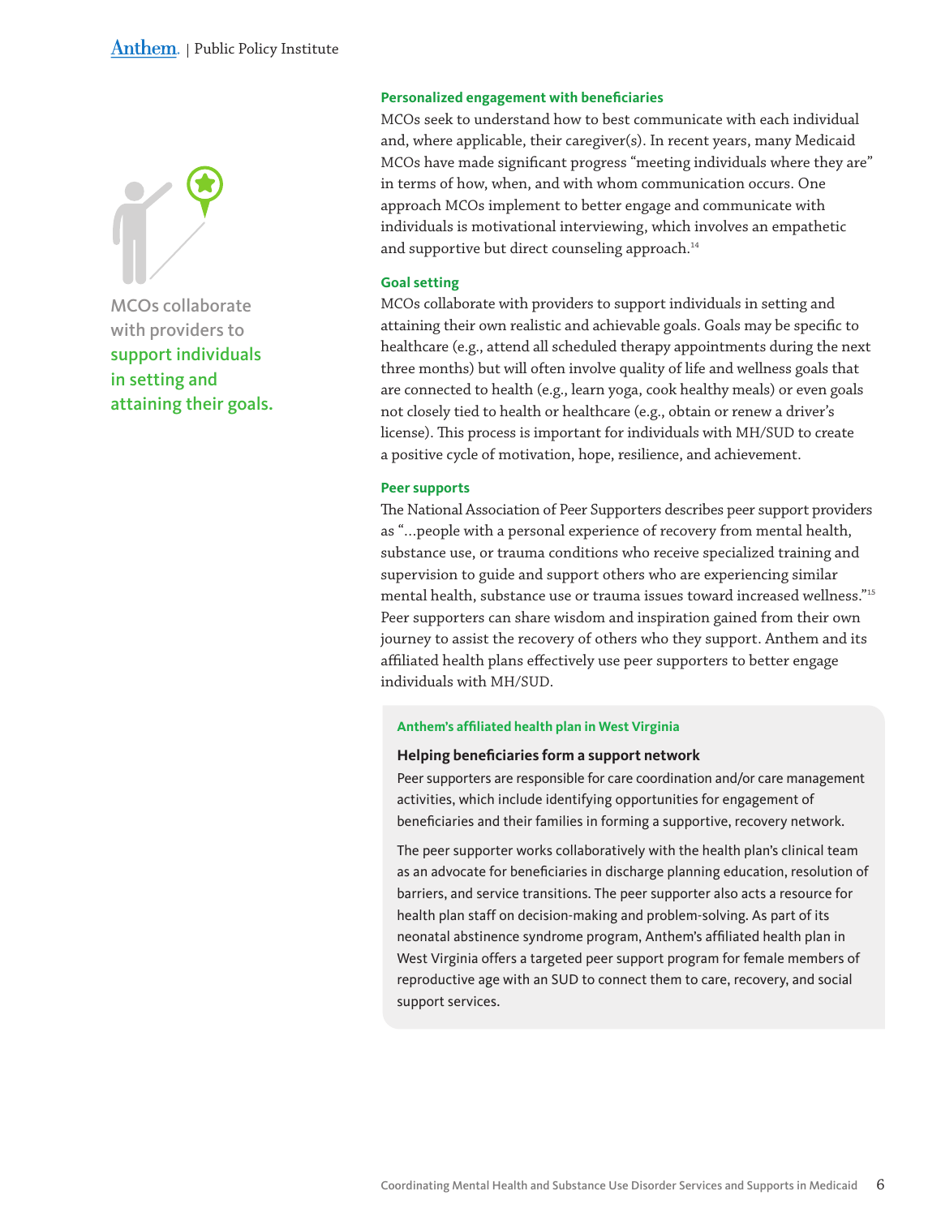MCOs collaborate with providers to **support individuals in setting and attaining their goals.**

### Personalized engagement with beneficiaries

MCOs seek to understand how to best communicate with each individual and, where applicable, their caregiver(s). In recent years, many Medicaid MCOs have made significant progress "meeting individuals where they are" in terms of how, when, and with whom communication occurs. One approach MCOs implement to better engage and communicate with individuals is motivational interviewing, which involves an empathetic and supportive but direct counseling approach.[14]

### Goal setting

MCOs collaborate with providers to support individuals in setting and attaining their own realistic and achievable goals. Goals may be specific to healthcare (e.g., attend all scheduled therapy appointments during the next three months) but will often involve quality of life and wellness goals that are connected to health (e.g., learn yoga, cook healthy meals) or even goals not closely tied to health or healthcare (e.g., obtain or renew a driver's license). This process is important for individuals with MH/SUD to create a positive cycle of motivation, hope, resilience, and achievement.

### Peer supports

The National Association of Peer Supporters describes peer support providers as "…people with a personal experience of recovery from mental health, substance use, or trauma conditions who receive specialized training and supervision to guide and support others who are experiencing similar mental health, substance use or trauma issues toward increased wellness."[15] Peer supporters can share wisdom and inspiration gained from their own journey to assist the recovery of others who they support. Anthem and its affiliated health plans effectively use peer supporters to better engage individuals with MH/SUD.

**Anthem's affiliated health plan in West Virginia**

**Helping beneficiaries form a support network**

Peer supporters are responsible for care coordination and/or care management activities, which include identifying opportunities for engagement of beneficiaries and their families in forming a supportive, recovery network.

The peer supporter works collaboratively with the health plan's clinical team as an advocate for beneficiaries in discharge planning education, resolution of barriers, and service transitions. The peer supporter also acts a resource for health plan staff on decision-making and problem-solving. As part of its neonatal abstinence syndrome program, Anthem's affiliated health plan in West Virginia offers a targeted peer support program for female members of reproductive age with an SUD to connect them to care, recovery, and social support services.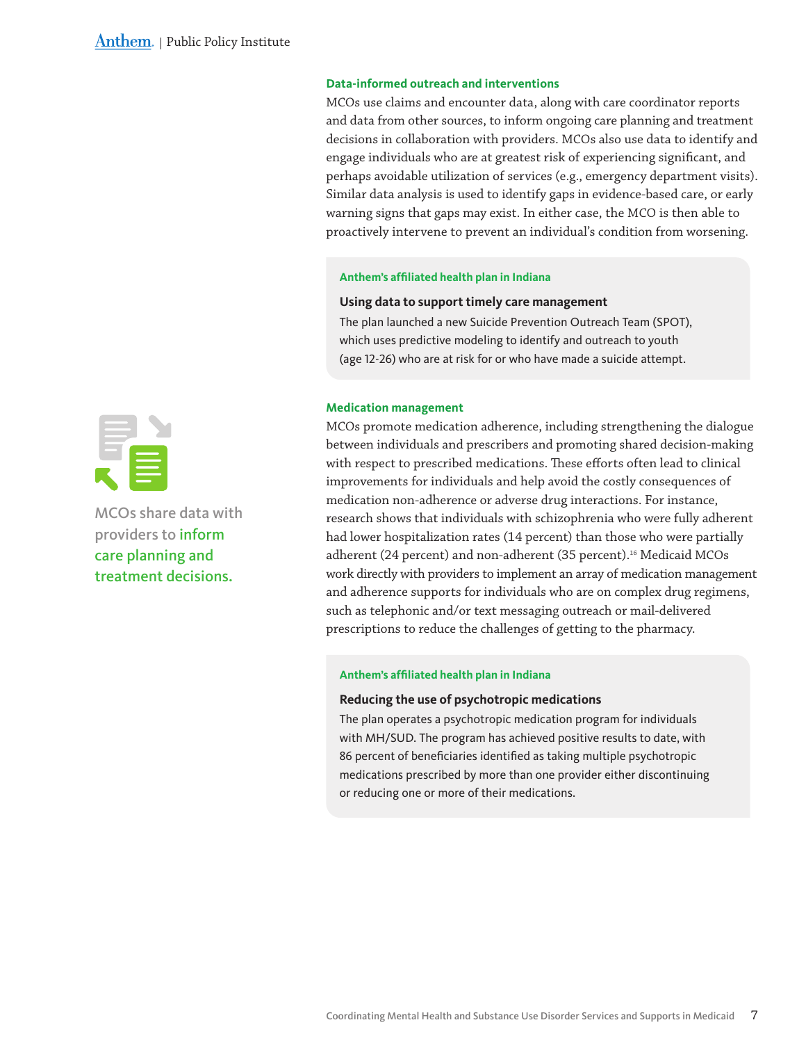### Data-informed outreach and interventions

MCOs use claims and encounter data, along with care coordinator reports and data from other sources, to inform ongoing care planning and treatment decisions in collaboration with providers. MCOs also use data to identify and engage individuals who are at greatest risk of experiencing significant, and perhaps avoidable utilization of services (e.g., emergency department visits). Similar data analysis is used to identify gaps in evidence-based care, or early warning signs that gaps may exist. In either case, the MCO is then able to proactively intervene to prevent an individual's condition from worsening.

> **Anthem's affiliated health plan in Indiana**
>
> **Using data to support timely care management**
>
> The plan launched a new Suicide Prevention Outreach Team (SPOT), which uses predictive modeling to identify and outreach to youth (age 12-26) who are at risk for or who have made a suicide attempt.

MCOs share data with providers to **inform care planning and treatment decisions.**

### Medication management

MCOs promote medication adherence, including strengthening the dialogue between individuals and prescribers and promoting shared decision-making with respect to prescribed medications. These efforts often lead to clinical improvements for individuals and help avoid the costly consequences of medication non-adherence or adverse drug interactions. For instance, research shows that individuals with schizophrenia who were fully adherent had lower hospitalization rates (14 percent) than those who were partially adherent (24 percent) and non-adherent (35 percent).[16] Medicaid MCOs work directly with providers to implement an array of medication management and adherence supports for individuals who are on complex drug regimens, such as telephonic and/or text messaging outreach or mail-delivered prescriptions to reduce the challenges of getting to the pharmacy.

> **Anthem's affiliated health plan in Indiana**
>
> **Reducing the use of psychotropic medications**
>
> The plan operates a psychotropic medication program for individuals with MH/SUD. The program has achieved positive results to date, with 86 percent of beneficiaries identified as taking multiple psychotropic medications prescribed by more than one provider either discontinuing or reducing one or more of their medications.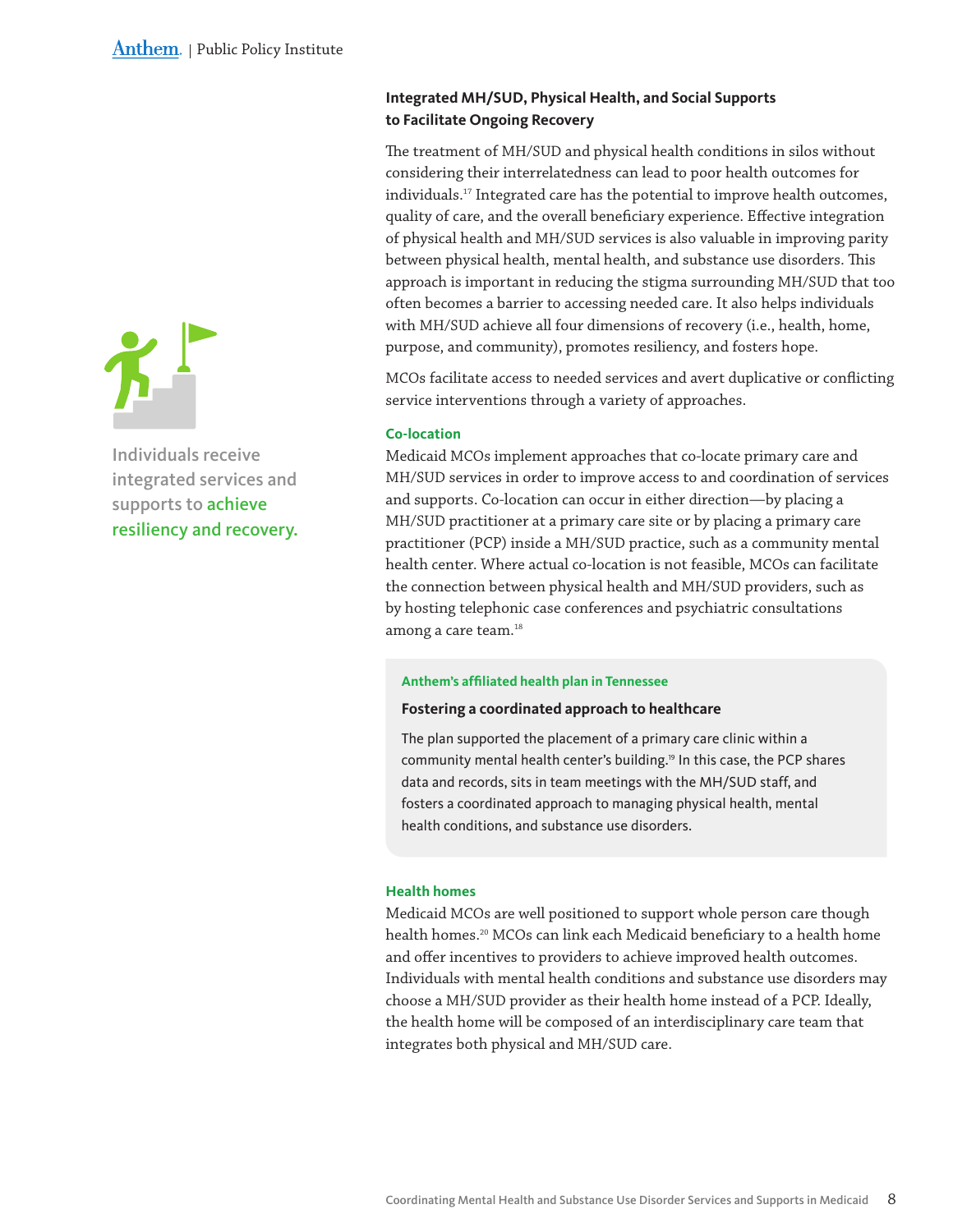## Integrated MH/SUD, Physical Health, and Social Supports to Facilitate Ongoing Recovery

The treatment of MH/SUD and physical health conditions in silos without considering their interrelatedness can lead to poor health outcomes for individuals.[17] Integrated care has the potential to improve health outcomes, quality of care, and the overall beneficiary experience. Effective integration of physical health and MH/SUD services is also valuable in improving parity between physical health, mental health, and substance use disorders. This approach is important in reducing the stigma surrounding MH/SUD that too often becomes a barrier to accessing needed care. It also helps individuals with MH/SUD achieve all four dimensions of recovery (i.e., health, home, purpose, and community), promotes resiliency, and fosters hope.

MCOs facilitate access to needed services and avert duplicative or conflicting service interventions through a variety of approaches.

Individuals receive integrated services and supports to **achieve resiliency and recovery.**

### Co-location

Medicaid MCOs implement approaches that co-locate primary care and MH/SUD services in order to improve access to and coordination of services and supports. Co-location can occur in either direction—by placing a MH/SUD practitioner at a primary care site or by placing a primary care practitioner (PCP) inside a MH/SUD practice, such as a community mental health center. Where actual co-location is not feasible, MCOs can facilitate the connection between physical health and MH/SUD providers, such as by hosting telephonic case conferences and psychiatric consultations among a care team.[18]

> **Anthem's affiliated health plan in Tennessee**
>
> **Fostering a coordinated approach to healthcare**
>
> The plan supported the placement of a primary care clinic within a community mental health center's building.[19] In this case, the PCP shares data and records, sits in team meetings with the MH/SUD staff, and fosters a coordinated approach to managing physical health, mental health conditions, and substance use disorders.

### Health homes

Medicaid MCOs are well positioned to support whole person care though health homes.[20] MCOs can link each Medicaid beneficiary to a health home and offer incentives to providers to achieve improved health outcomes. Individuals with mental health conditions and substance use disorders may choose a MH/SUD provider as their health home instead of a PCP. Ideally, the health home will be composed of an interdisciplinary care team that integrates both physical and MH/SUD care.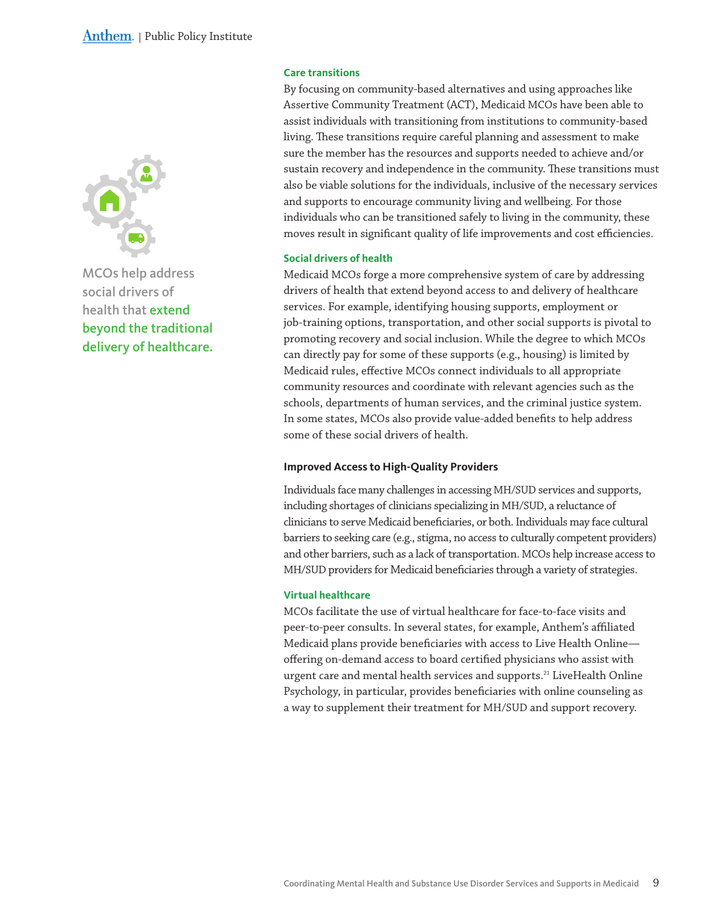MCOs help address social drivers of health that **extend beyond the traditional delivery of healthcare.**

### Care transitions

By focusing on community-based alternatives and using approaches like Assertive Community Treatment (ACT), Medicaid MCOs have been able to assist individuals with transitioning from institutions to community-based living. These transitions require careful planning and assessment to make sure the member has the resources and supports needed to achieve and/or sustain recovery and independence in the community. These transitions must also be viable solutions for the individuals, inclusive of the necessary services and supports to encourage community living and wellbeing. For those individuals who can be transitioned safely to living in the community, these moves result in significant quality of life improvements and cost efficiencies.

### Social drivers of health

Medicaid MCOs forge a more comprehensive system of care by addressing drivers of health that extend beyond access to and delivery of healthcare services. For example, identifying housing supports, employment or job-training options, transportation, and other social supports is pivotal to promoting recovery and social inclusion. While the degree to which MCOs can directly pay for some of these supports (e.g., housing) is limited by Medicaid rules, effective MCOs connect individuals to all appropriate community resources and coordinate with relevant agencies such as the schools, departments of human services, and the criminal justice system. In some states, MCOs also provide value-added benefits to help address some of these social drivers of health.

## Improved Access to High-Quality Providers

Individuals face many challenges in accessing MH/SUD services and supports, including shortages of clinicians specializing in MH/SUD, a reluctance of clinicians to serve Medicaid beneficiaries, or both. Individuals may face cultural barriers to seeking care (e.g., stigma, no access to culturally competent providers) and other barriers, such as a lack of transportation. MCOs help increase access to MH/SUD providers for Medicaid beneficiaries through a variety of strategies.

### Virtual healthcare

MCOs facilitate the use of virtual healthcare for face-to-face visits and peer-to-peer consults. In several states, for example, Anthem's affiliated Medicaid plans provide beneficiaries with access to Live Health Online—offering on-demand access to board certified physicians who assist with urgent care and mental health services and supports.[21] LiveHealth Online Psychology, in particular, provides beneficiaries with online counseling as a way to supplement their treatment for MH/SUD and support recovery.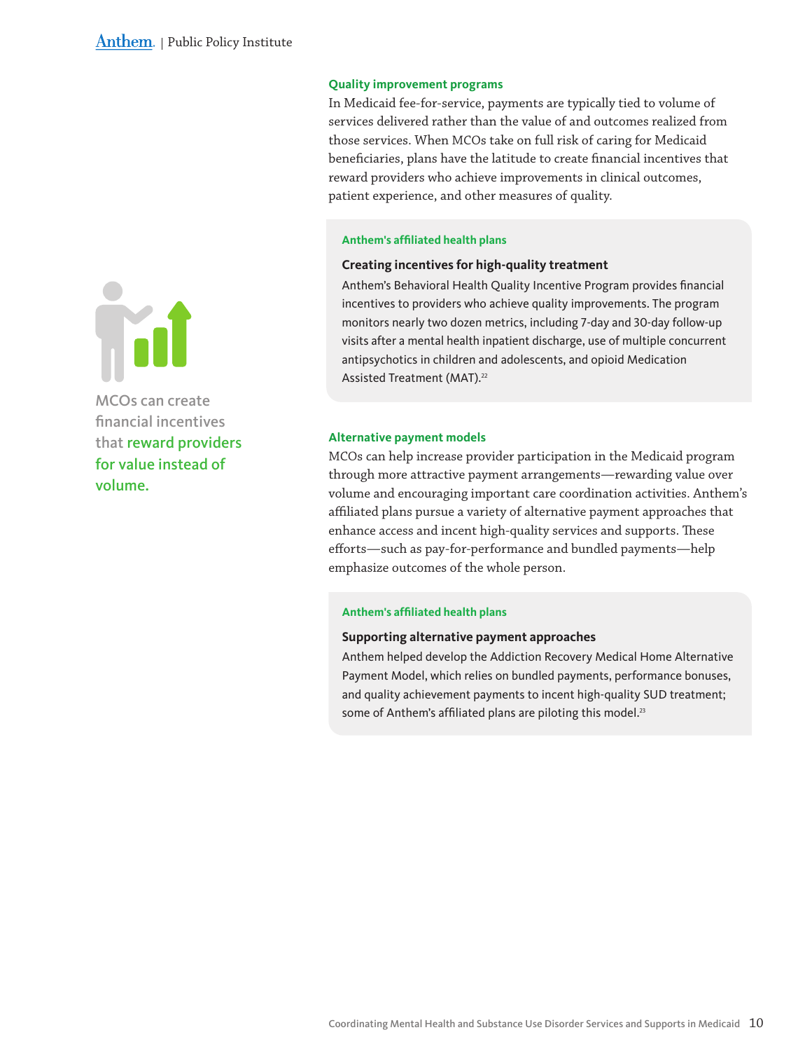### Quality improvement programs

In Medicaid fee-for-service, payments are typically tied to volume of services delivered rather than the value of and outcomes realized from those services. When MCOs take on full risk of caring for Medicaid beneficiaries, plans have the latitude to create financial incentives that reward providers who achieve improvements in clinical outcomes, patient experience, and other measures of quality.

> **Anthem's affiliated health plans**
>
> **Creating incentives for high-quality treatment**
>
> Anthem's Behavioral Health Quality Incentive Program provides financial incentives to providers who achieve quality improvements. The program monitors nearly two dozen metrics, including 7-day and 30-day follow-up visits after a mental health inpatient discharge, use of multiple concurrent antipsychotics in children and adolescents, and opioid Medication Assisted Treatment (MAT).[22]

MCOs can create financial incentives that **reward providers for value instead of volume.**

### Alternative payment models

MCOs can help increase provider participation in the Medicaid program through more attractive payment arrangements—rewarding value over volume and encouraging important care coordination activities. Anthem's affiliated plans pursue a variety of alternative payment approaches that enhance access and incent high-quality services and supports. These efforts—such as pay-for-performance and bundled payments—help emphasize outcomes of the whole person.

> **Anthem's affiliated health plans**
>
> **Supporting alternative payment approaches**
>
> Anthem helped develop the Addiction Recovery Medical Home Alternative Payment Model, which relies on bundled payments, performance bonuses, and quality achievement payments to incent high-quality SUD treatment; some of Anthem's affiliated plans are piloting this model.[23]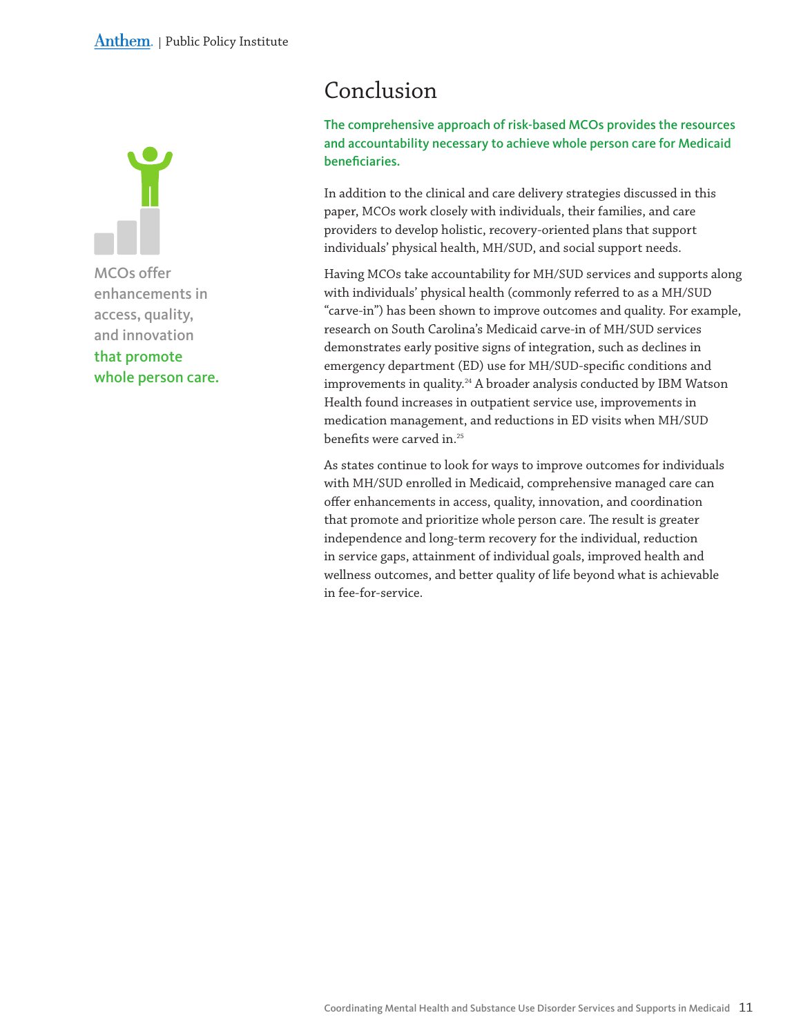# Conclusion

MCOs offer enhancements in access, quality, and innovation **that promote whole person care.**

**The comprehensive approach of risk-based MCOs provides the resources and accountability necessary to achieve whole person care for Medicaid beneficiaries.**

In addition to the clinical and care delivery strategies discussed in this paper, MCOs work closely with individuals, their families, and care providers to develop holistic, recovery-oriented plans that support individuals' physical health, MH/SUD, and social support needs.

Having MCOs take accountability for MH/SUD services and supports along with individuals' physical health (commonly referred to as a MH/SUD "carve-in") has been shown to improve outcomes and quality. For example, research on South Carolina's Medicaid carve-in of MH/SUD services demonstrates early positive signs of integration, such as declines in emergency department (ED) use for MH/SUD-specific conditions and improvements in quality.[24] A broader analysis conducted by IBM Watson Health found increases in outpatient service use, improvements in medication management, and reductions in ED visits when MH/SUD benefits were carved in.[25]

As states continue to look for ways to improve outcomes for individuals with MH/SUD enrolled in Medicaid, comprehensive managed care can offer enhancements in access, quality, innovation, and coordination that promote and prioritize whole person care. The result is greater independence and long-term recovery for the individual, reduction in service gaps, attainment of individual goals, improved health and wellness outcomes, and better quality of life beyond what is achievable in fee-for-service.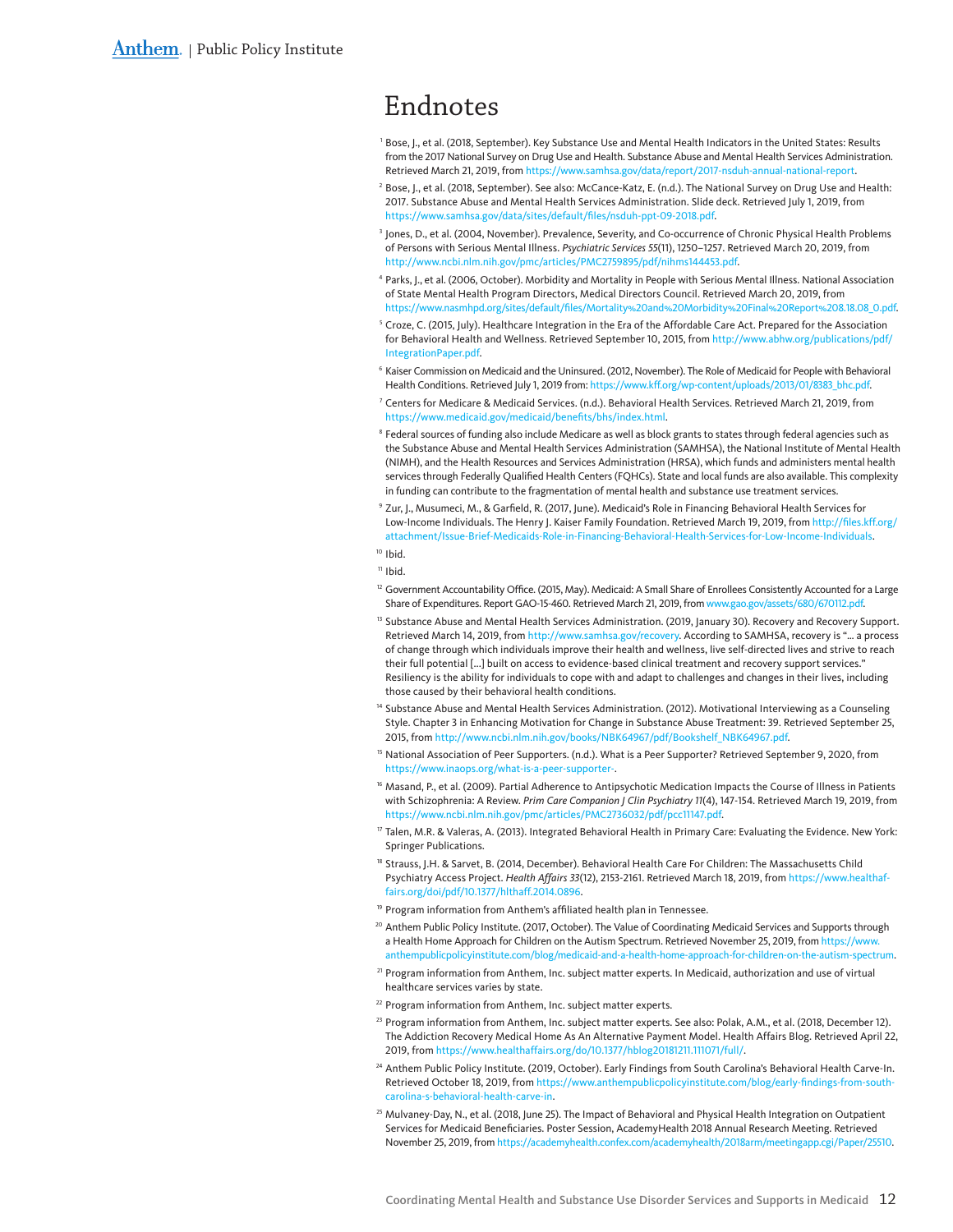# Endnotes

[1] Bose, J., et al. (2018, September). Key Substance Use and Mental Health Indicators in the United States: Results from the 2017 National Survey on Drug Use and Health. Substance Abuse and Mental Health Services Administration. Retrieved March 21, 2019, from https://www.samhsa.gov/data/report/2017-nsduh-annual-national-report.

[2] Bose, J., et al. (2018, September). See also: McCance-Katz, E. (n.d.). The National Survey on Drug Use and Health: 2017. Substance Abuse and Mental Health Services Administration. Slide deck. Retrieved July 1, 2019, from https://www.samhsa.gov/data/sites/default/files/nsduh-ppt-09-2018.pdf.

[3] Jones, D., et al. (2004, November). Prevalence, Severity, and Co-occurrence of Chronic Physical Health Problems of Persons with Serious Mental Illness. *Psychiatric Services 55*(11), 1250–1257. Retrieved March 20, 2019, from http://www.ncbi.nlm.nih.gov/pmc/articles/PMC2759895/pdf/nihms144453.pdf.

[4] Parks, J., et al. (2006, October). Morbidity and Mortality in People with Serious Mental Illness. National Association of State Mental Health Program Directors, Medical Directors Council. Retrieved March 20, 2019, from https://www.nasmhpd.org/sites/default/files/Mortality%20and%20Morbidity%20Final%20Report%208.18.08_0.pdf.

[5] Croze, C. (2015, July). Healthcare Integration in the Era of the Affordable Care Act. Prepared for the Association for Behavioral Health and Wellness. Retrieved September 10, 2015, from http://www.abhw.org/publications/pdf/IntegrationPaper.pdf.

[6] Kaiser Commission on Medicaid and the Uninsured. (2012, November). The Role of Medicaid for People with Behavioral Health Conditions. Retrieved July 1, 2019 from: https://www.kff.org/wp-content/uploads/2013/01/8383_bhc.pdf.

[7] Centers for Medicare & Medicaid Services. (n.d.). Behavioral Health Services. Retrieved March 21, 2019, from https://www.medicaid.gov/medicaid/benefits/bhs/index.html.

[8] Federal sources of funding also include Medicare as well as block grants to states through federal agencies such as the Substance Abuse and Mental Health Services Administration (SAMHSA), the National Institute of Mental Health (NIMH), and the Health Resources and Services Administration (HRSA), which funds and administers mental health services through Federally Qualified Health Centers (FQHCs). State and local funds are also available. This complexity in funding can contribute to the fragmentation of mental health and substance use treatment services.

[9] Zur, J., Musumeci, M., & Garfield, R. (2017, June). Medicaid's Role in Financing Behavioral Health Services for Low-Income Individuals. The Henry J. Kaiser Family Foundation. Retrieved March 19, 2019, from http://files.kff.org/attachment/Issue-Brief-Medicaids-Role-in-Financing-Behavioral-Health-Services-for-Low-Income-Individuals.

[10] Ibid.

[11] Ibid.

[12] Government Accountability Office. (2015, May). Medicaid: A Small Share of Enrollees Consistently Accounted for a Large Share of Expenditures. Report GAO-15-460. Retrieved March 21, 2019, from www.gao.gov/assets/680/670112.pdf.

[13] Substance Abuse and Mental Health Services Administration. (2019, January 30). Recovery and Recovery Support. Retrieved March 14, 2019, from http://www.samhsa.gov/recovery. According to SAMHSA, recovery is "... a process of change through which individuals improve their health and wellness, live self-directed lives and strive to reach their full potential [...] built on access to evidence-based clinical treatment and recovery support services." Resiliency is the ability for individuals to cope with and adapt to challenges and changes in their lives, including those caused by their behavioral health conditions.

[14] Substance Abuse and Mental Health Services Administration. (2012). Motivational Interviewing as a Counseling Style. Chapter 3 in Enhancing Motivation for Change in Substance Abuse Treatment: 39. Retrieved September 25, 2015, from http://www.ncbi.nlm.nih.gov/books/NBK64967/pdf/Bookshelf_NBK64967.pdf.

[15] National Association of Peer Supporters. (n.d.). What is a Peer Supporter? Retrieved September 9, 2020, from https://www.inaops.org/what-is-a-peer-supporter-.

[16] Masand, P., et al. (2009). Partial Adherence to Antipsychotic Medication Impacts the Course of Illness in Patients with Schizophrenia: A Review. *Prim Care Companion J Clin Psychiatry 11*(4), 147-154. Retrieved March 19, 2019, from https://www.ncbi.nlm.nih.gov/pmc/articles/PMC2736032/pdf/pcc11147.pdf.

[17] Talen, M.R. & Valeras, A. (2013). Integrated Behavioral Health in Primary Care: Evaluating the Evidence. New York: Springer Publications.

[18] Strauss, J.H. & Sarvet, B. (2014, December). Behavioral Health Care For Children: The Massachusetts Child Psychiatry Access Project. *Health Affairs 33*(12), 2153-2161. Retrieved March 18, 2019, from https://www.healthaffairs.org/doi/pdf/10.1377/hlthaff.2014.0896.

[19] Program information from Anthem's affiliated health plan in Tennessee.

[20] Anthem Public Policy Institute. (2017, October). The Value of Coordinating Medicaid Services and Supports through a Health Home Approach for Children on the Autism Spectrum. Retrieved November 25, 2019, from https://www.anthempublicpolicyinstitute.com/blog/medicaid-and-a-health-home-approach-for-children-on-the-autism-spectrum.

[21] Program information from Anthem, Inc. subject matter experts. In Medicaid, authorization and use of virtual healthcare services varies by state.

[22] Program information from Anthem, Inc. subject matter experts.

[23] Program information from Anthem, Inc. subject matter experts. See also: Polak, A.M., et al. (2018, December 12). The Addiction Recovery Medical Home As An Alternative Payment Model. Health Affairs Blog. Retrieved April 22, 2019, from https://www.healthaffairs.org/do/10.1377/hblog20181211.111071/full/.

[24] Anthem Public Policy Institute. (2019, October). Early Findings from South Carolina's Behavioral Health Carve-In. Retrieved October 18, 2019, from https://www.anthempublicpolicyinstitute.com/blog/early-findings-from-south-carolina-s-behavioral-health-carve-in.

[25] Mulvaney-Day, N., et al. (2018, June 25). The Impact of Behavioral and Physical Health Integration on Outpatient Services for Medicaid Beneficiaries. Poster Session, AcademyHealth 2018 Annual Research Meeting. Retrieved November 25, 2019, from https://academyhealth.confex.com/academyhealth/2018arm/meetingapp.cgi/Paper/25510.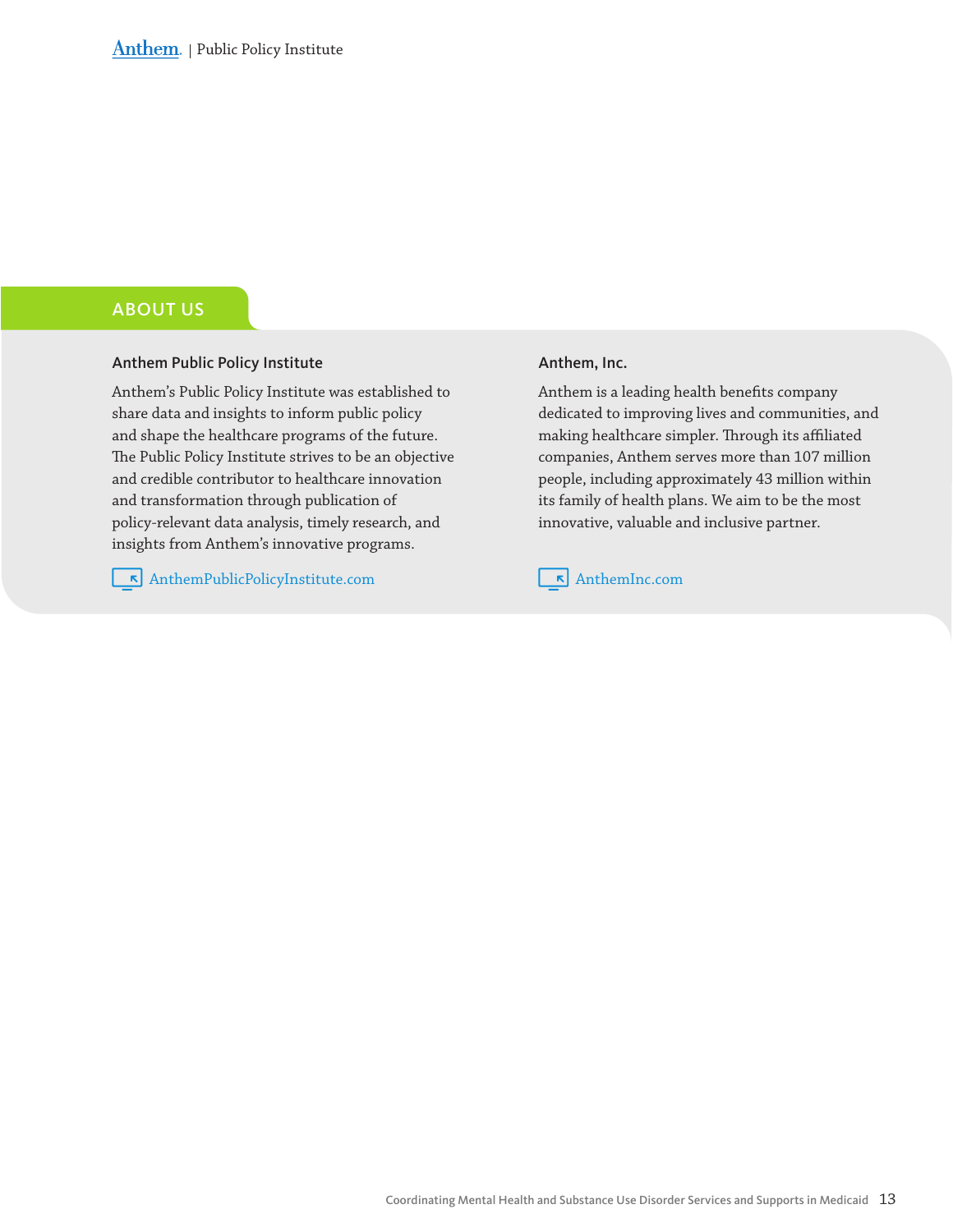## ABOUT US

### Anthem Public Policy Institute

Anthem's Public Policy Institute was established to share data and insights to inform public policy and shape the healthcare programs of the future. The Public Policy Institute strives to be an objective and credible contributor to healthcare innovation and transformation through publication of policy-relevant data analysis, timely research, and insights from Anthem's innovative programs.

AnthemPublicPolicyInstitute.com

### Anthem, Inc.

Anthem is a leading health benefits company dedicated to improving lives and communities, and making healthcare simpler. Through its affiliated companies, Anthem serves more than 107 million people, including approximately 43 million within its family of health plans. We aim to be the most innovative, valuable and inclusive partner.

AnthemInc.com